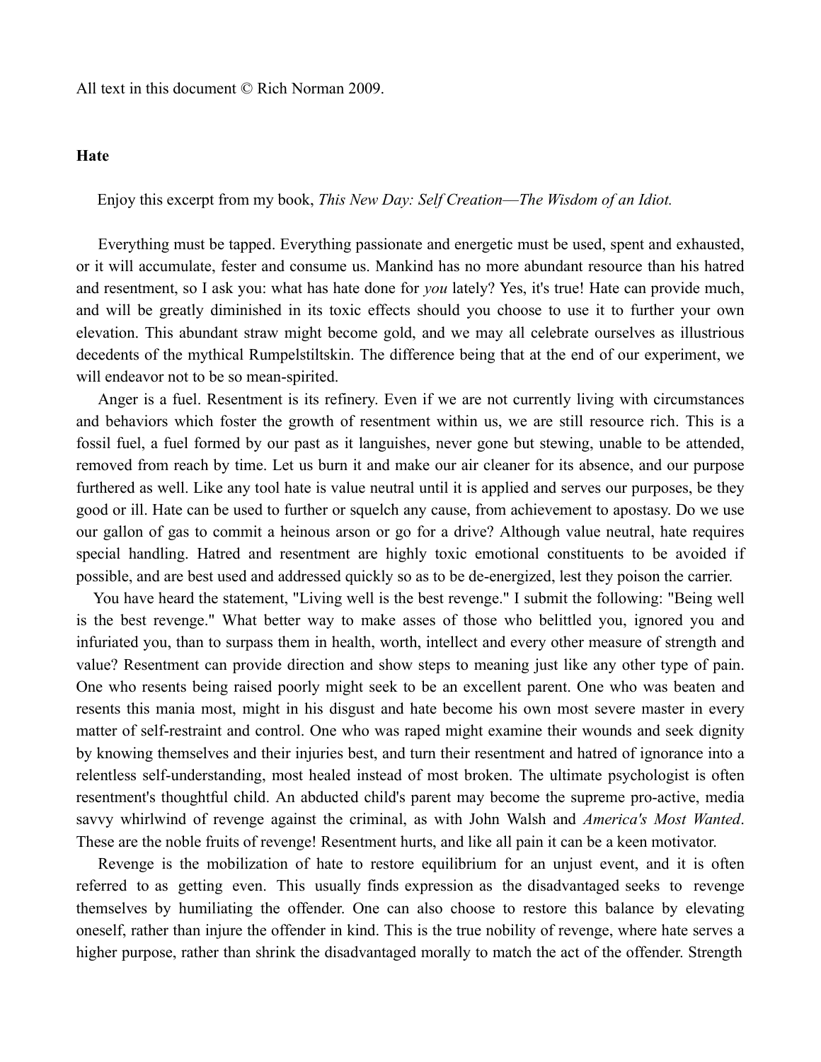All text in this document © Rich Norman 2009.

**Hate**

Enjoy this excerpt from my book, *This New Day: Self Creation—The Wisdom of an Idiot.*

Everything must be tapped. Everything passionate and energetic must be used, spent and exhausted, or it will accumulate, fester and consume us. Mankind has no more abundant resource than his hatred and resentment, so I ask you: what has hate done for *you* lately? Yes, it's true! Hate can provide much, and will be greatly diminished in its toxic effects should you choose to use it to further your own elevation. This abundant straw might become gold, and we may all celebrate ourselves as illustrious decedents of the mythical Rumpelstiltskin. The difference being that at the end of our experiment, we will endeavor not to be so mean-spirited.

Anger is a fuel. Resentment is its refinery. Even if we are not currently living with circumstances and behaviors which foster the growth of resentment within us, we are still resource rich. This is a fossil fuel, a fuel formed by our past as it languishes, never gone but stewing, unable to be attended, removed from reach by time. Let us burn it and make our air cleaner for its absence, and our purpose furthered as well. Like any tool hate is value neutral until it is applied and serves our purposes, be they good or ill. Hate can be used to further or squelch any cause, from achievement to apostasy. Do we use our gallon of gas to commit a heinous arson or go for a drive? Although value neutral, hate requires special handling. Hatred and resentment are highly toxic emotional constituents to be avoided if possible, and are best used and addressed quickly so as to be de-energized, lest they poison the carrier.

You have heard the statement, "Living well is the best revenge." I submit the following: "Being well is the best revenge." What better way to make asses of those who belittled you, ignored you and infuriated you, than to surpass them in health, worth, intellect and every other measure of strength and value? Resentment can provide direction and show steps to meaning just like any other type of pain. One who resents being raised poorly might seek to be an excellent parent. One who was beaten and resents this mania most, might in his disgust and hate become his own most severe master in every matter of self-restraint and control. One who was raped might examine their wounds and seek dignity by knowing themselves and their injuries best, and turn their resentment and hatred of ignorance into a relentless self-understanding, most healed instead of most broken. The ultimate psychologist is often resentment's thoughtful child. An abducted child's parent may become the supreme pro-active, media savvy whirlwind of revenge against the criminal, as with John Walsh and *America's Most Wanted*. These are the noble fruits of revenge! Resentment hurts, and like all pain it can be a keen motivator.

Revenge is the mobilization of hate to restore equilibrium for an unjust event, and it is often referred to as getting even. This usually finds expression as the disadvantaged seeks to revenge themselves by humiliating the offender. One can also choose to restore this balance by elevating oneself, rather than injure the offender in kind. This is the true nobility of revenge, where hate serves a higher purpose, rather than shrink the disadvantaged morally to match the act of the offender. Strength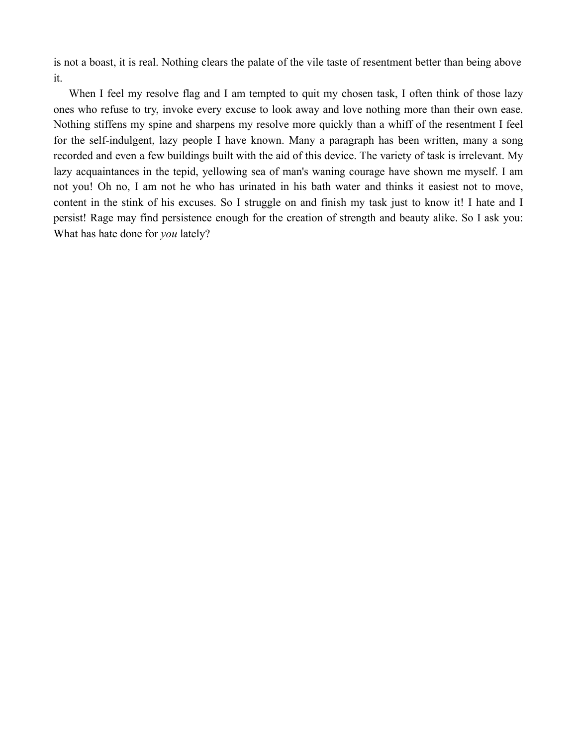is not a boast, it is real. Nothing clears the palate of the vile taste of resentment better than being above it.

When I feel my resolve flag and I am tempted to quit my chosen task, I often think of those lazy ones who refuse to try, invoke every excuse to look away and love nothing more than their own ease. Nothing stiffens my spine and sharpens my resolve more quickly than a whiff of the resentment I feel for the self-indulgent, lazy people I have known. Many a paragraph has been written, many a song recorded and even a few buildings built with the aid of this device. The variety of task is irrelevant. My lazy acquaintances in the tepid, yellowing sea of man's waning courage have shown me myself. I am not you! Oh no, I am not he who has urinated in his bath water and thinks it easiest not to move, content in the stink of his excuses. So I struggle on and finish my task just to know it! I hate and I persist! Rage may find persistence enough for the creation of strength and beauty alike. So I ask you: What has hate done for *you* lately?